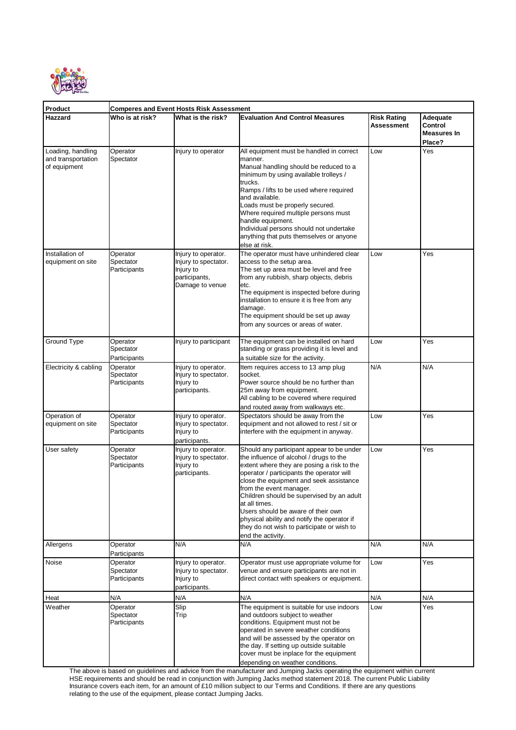| Product | Comperes and Event Hosts Risk Assessment | | | | |
|---|---|---|---|---|---|
| **Hazzard** | **Who is at risk?** | **What is the risk?** | **Evaluation And Control Measures** | **Risk Rating Assessment** | **Adequate Control Measures In Place?** |
| Loading, handling and transportation of equipment | Operator<br>Spectator | Injury to operator | All equipment must be handled in correct manner.<br>Manual handling should be reduced to a minimum by using available trolleys / trucks.<br>Ramps / lifts to be used where required and available.<br>Loads must be properly secured.<br>Where required multiple persons must handle equipment.<br>Individual persons should not undertake anything that puts themselves or anyone else at risk. | Low | Yes |
| Installation of equipment on site | Operator<br>Spectator<br>Participants | Injury to operator.<br>Injury to spectator.<br>Injury to participants,<br>Damage to venue | The operator must have unhindered clear access to the setup area.<br>The set up area must be level and free from any rubbish, sharp objects, debris etc.<br>The equipment is inspected before during installation to ensure it is free from any damage.<br>The equipment should be set up away from any sources or areas of water. | Low | Yes |
| Ground Type | Operator<br>Spectator<br>Participants | Injury to participant | The equipment can be installed on hard standing or grass providing it is level and a suitable size for the activity. | Low | Yes |
| Electricity & cabling | Operator<br>Spectator<br>Participants | Injury to operator.<br>Injury to spectator.<br>Injury to participants. | Item requires access to 13 amp plug socket.<br>Power source should be no further than 25m away from equipment.<br>All cabling to be covered where required and routed away from walkways etc. | N/A | N/A |
| Operation of equipment on site | Operator<br>Spectator<br>Participants | Injury to operator.<br>Injury to spectator.<br>Injury to participants. | Spectators should be away from the equipment and not allowed to rest / sit or interfere with the equipment in anyway. | Low | Yes |
| User safety | Operator<br>Spectator<br>Participants | Injury to operator.<br>Injury to spectator.<br>Injury to participants. | Should any participant appear to be under the influence of alcohol / drugs to the extent where they are posing a risk to the operator / participants the operator will close the equipment and seek assistance from the event manager.<br>Children should be supervised by an adult at all times.<br>Users should be aware of their own physical ability and notify the operator if they do not wish to participate or wish to end the activity. | Low | Yes |
| Allergens | Operator<br>Participants | N/A | N/A | N/A | N/A |
| Noise | Operator<br>Spectator<br>Participants | Injury to operator.<br>Injury to spectator.<br>Injury to participants. | Operator must use appropriate volume for venue and ensure participants are not in direct contact with speakers or equipment. | Low | Yes |
| Heat | N/A | N/A | N/A | N/A | N/A |
| Weather | Operator<br>Spectator<br>Participants | Slip<br>Trip | The equipment is suitable for use indoors and outdoors subject to weather conditions. Equipment must not be operated in severe weather conditions and will be assessed by the operator on the day. If setting up outside suitable cover must be inplace for the equipment depending on weather conditions. | Low | Yes |

The above is based on guidelines and advice from the manufacturer and Jumping Jacks operating the equipment within current HSE requirements and should be read in conjunction with Jumping Jacks method statement 2018. The current Public Liability Insurance covers each item, for an amount of £10 million subject to our Terms and Conditions. If there are any questions relating to the use of the equipment, please contact Jumping Jacks.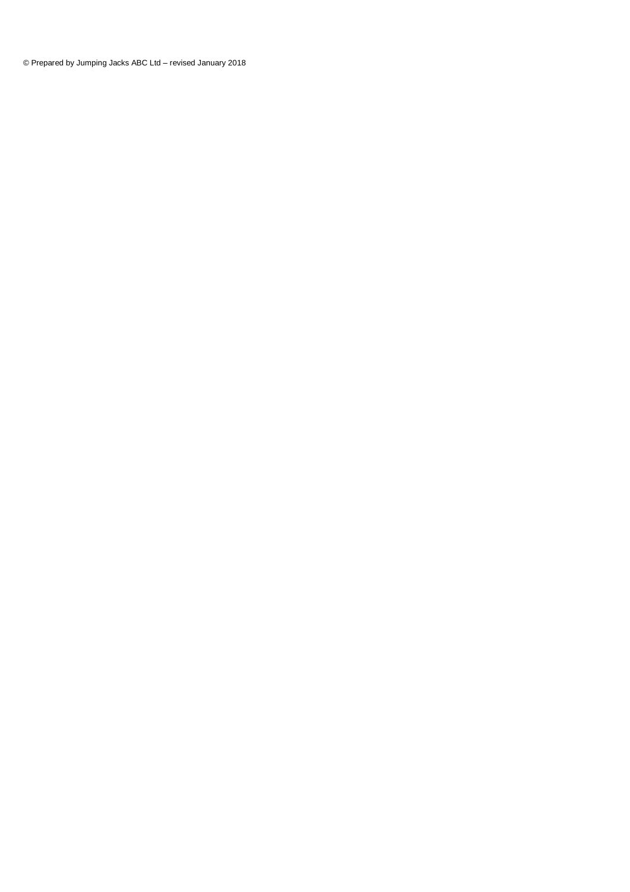© Prepared by Jumping Jacks ABC Ltd – revised January 2018